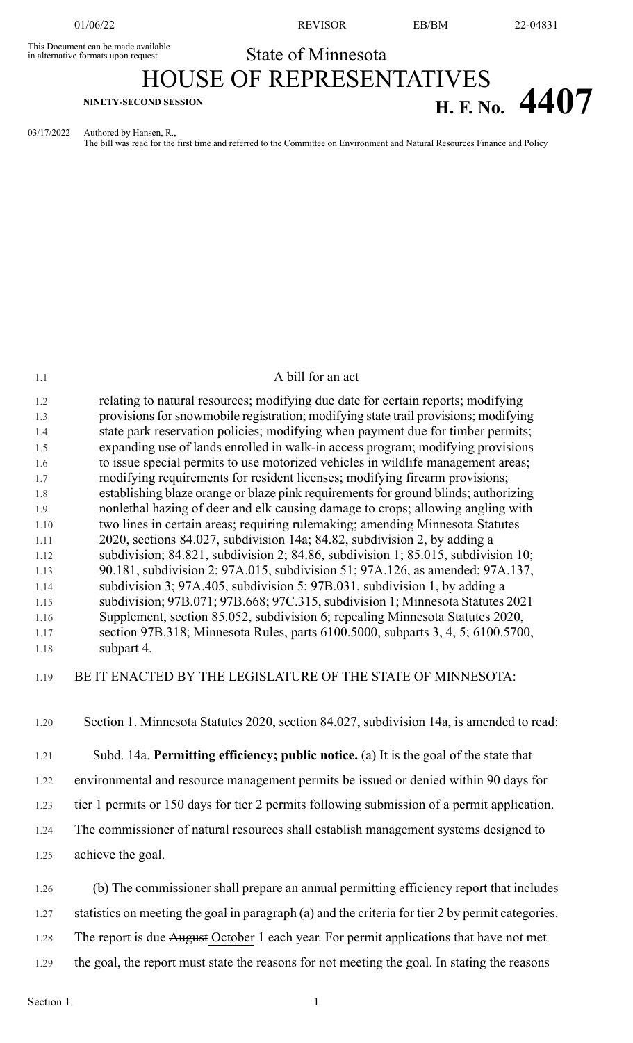This Document can be made available in alternative formats upon request

State of Minnesota

# HOUSE OF REPRESENTATIVES

NINETY-SECOND SESSION

**H. F. No. 4407**

03/17/2022 Authored by Hansen, R.,
The bill was read for the first time and referred to the Committee on Environment and Natural Resources Finance and Policy

A bill for an act

relating to natural resources; modifying due date for certain reports; modifying provisions for snowmobile registration; modifying state trail provisions; modifying state park reservation policies; modifying when payment due for timber permits; expanding use of lands enrolled in walk-in access program; modifying provisions to issue special permits to use motorized vehicles in wildlife management areas; modifying requirements for resident licenses; modifying firearm provisions; establishing blaze orange or blaze pink requirements for ground blinds; authorizing nonlethal hazing of deer and elk causing damage to crops; allowing angling with two lines in certain areas; requiring rulemaking; amending Minnesota Statutes 2020, sections 84.027, subdivision 14a; 84.82, subdivision 2, by adding a subdivision; 84.821, subdivision 2; 84.86, subdivision 1; 85.015, subdivision 10; 90.181, subdivision 2; 97A.015, subdivision 51; 97A.126, as amended; 97A.137, subdivision 3; 97A.405, subdivision 5; 97B.031, subdivision 1, by adding a subdivision; 97B.071; 97B.668; 97C.315, subdivision 1; Minnesota Statutes 2021 Supplement, section 85.052, subdivision 6; repealing Minnesota Statutes 2020, section 97B.318; Minnesota Rules, parts 6100.5000, subparts 3, 4, 5; 6100.5700, subpart 4.

BE IT ENACTED BY THE LEGISLATURE OF THE STATE OF MINNESOTA:

Section 1. Minnesota Statutes 2020, section 84.027, subdivision 14a, is amended to read:

Subd. 14a. **Permitting efficiency; public notice.** (a) It is the goal of the state that environmental and resource management permits be issued or denied within 90 days for tier 1 permits or 150 days for tier 2 permits following submission of a permit application. The commissioner of natural resources shall establish management systems designed to achieve the goal.

(b) The commissioner shall prepare an annual permitting efficiency report that includes statistics on meeting the goal in paragraph (a) and the criteria for tier 2 by permit categories. The report is due ~~August~~ October 1 each year. For permit applications that have not met the goal, the report must state the reasons for not meeting the goal. In stating the reasons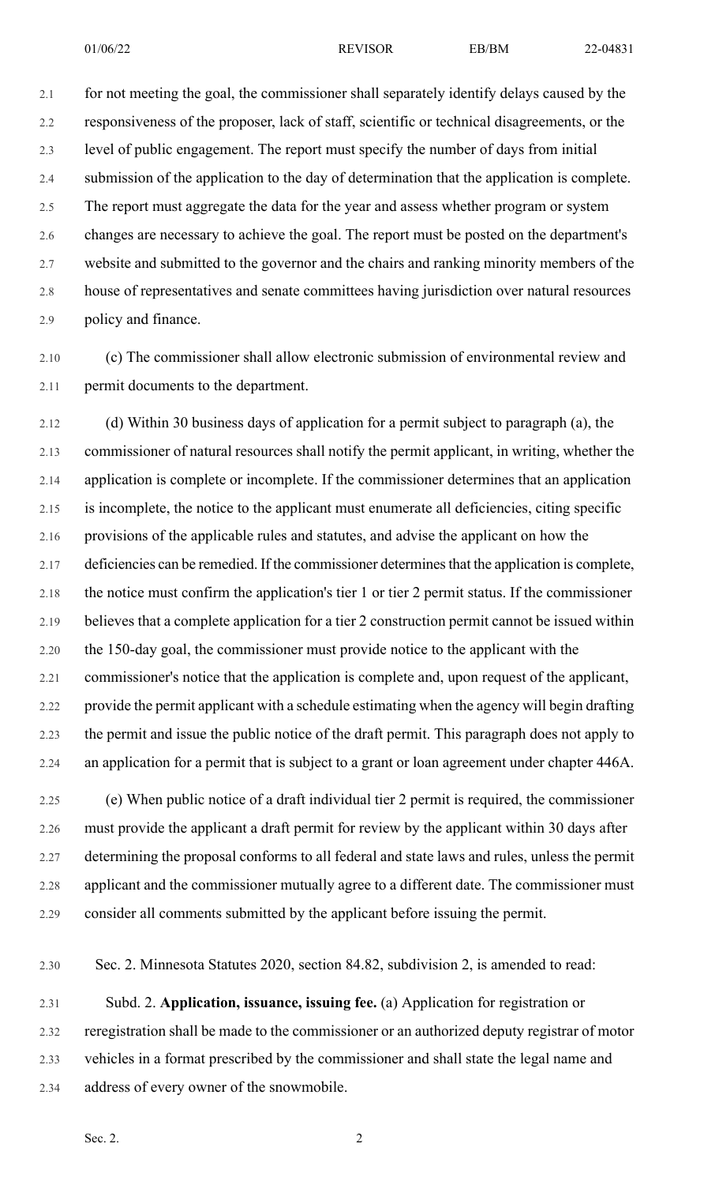for not meeting the goal, the commissioner shall separately identify delays caused by the responsiveness of the proposer, lack of staff, scientific or technical disagreements, or the level of public engagement. The report must specify the number of days from initial submission of the application to the day of determination that the application is complete. The report must aggregate the data for the year and assess whether program or system changes are necessary to achieve the goal. The report must be posted on the department's website and submitted to the governor and the chairs and ranking minority members of the house of representatives and senate committees having jurisdiction over natural resources policy and finance.

(c) The commissioner shall allow electronic submission of environmental review and permit documents to the department.

(d) Within 30 business days of application for a permit subject to paragraph (a), the commissioner of natural resources shall notify the permit applicant, in writing, whether the application is complete or incomplete. If the commissioner determines that an application is incomplete, the notice to the applicant must enumerate all deficiencies, citing specific provisions of the applicable rules and statutes, and advise the applicant on how the deficiencies can be remedied. If the commissioner determines that the application is complete, the notice must confirm the application's tier 1 or tier 2 permit status. If the commissioner believes that a complete application for a tier 2 construction permit cannot be issued within the 150-day goal, the commissioner must provide notice to the applicant with the commissioner's notice that the application is complete and, upon request of the applicant, provide the permit applicant with a schedule estimating when the agency will begin drafting the permit and issue the public notice of the draft permit. This paragraph does not apply to an application for a permit that is subject to a grant or loan agreement under chapter 446A.

(e) When public notice of a draft individual tier 2 permit is required, the commissioner must provide the applicant a draft permit for review by the applicant within 30 days after determining the proposal conforms to all federal and state laws and rules, unless the permit applicant and the commissioner mutually agree to a different date. The commissioner must consider all comments submitted by the applicant before issuing the permit.

Sec. 2. Minnesota Statutes 2020, section 84.82, subdivision 2, is amended to read:

Subd. 2. **Application, issuance, issuing fee.** (a) Application for registration or reregistration shall be made to the commissioner or an authorized deputy registrar of motor vehicles in a format prescribed by the commissioner and shall state the legal name and address of every owner of the snowmobile.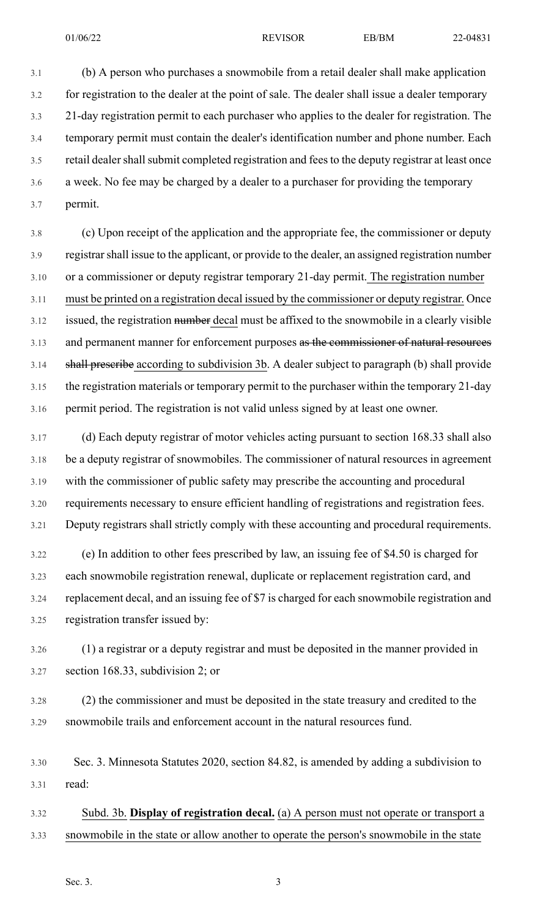(b) A person who purchases a snowmobile from a retail dealer shall make application for registration to the dealer at the point of sale. The dealer shall issue a dealer temporary 21-day registration permit to each purchaser who applies to the dealer for registration. The temporary permit must contain the dealer's identification number and phone number. Each retail dealer shall submit completed registration and fees to the deputy registrar at least once a week. No fee may be charged by a dealer to a purchaser for providing the temporary permit.

(c) Upon receipt of the application and the appropriate fee, the commissioner or deputy registrar shall issue to the applicant, or provide to the dealer, an assigned registration number or a commissioner or deputy registrar temporary 21-day permit. The registration number must be printed on a registration decal issued by the commissioner or deputy registrar. Once issued, the registration ~~number~~ decal must be affixed to the snowmobile in a clearly visible and permanent manner for enforcement purposes ~~as the commissioner of natural resources shall prescribe~~ according to subdivision 3b. A dealer subject to paragraph (b) shall provide the registration materials or temporary permit to the purchaser within the temporary 21-day permit period. The registration is not valid unless signed by at least one owner.

(d) Each deputy registrar of motor vehicles acting pursuant to section 168.33 shall also be a deputy registrar of snowmobiles. The commissioner of natural resources in agreement with the commissioner of public safety may prescribe the accounting and procedural requirements necessary to ensure efficient handling of registrations and registration fees. Deputy registrars shall strictly comply with these accounting and procedural requirements.

(e) In addition to other fees prescribed by law, an issuing fee of $4.50 is charged for each snowmobile registration renewal, duplicate or replacement registration card, and replacement decal, and an issuing fee of $7 is charged for each snowmobile registration and registration transfer issued by:

(1) a registrar or a deputy registrar and must be deposited in the manner provided in section 168.33, subdivision 2; or

(2) the commissioner and must be deposited in the state treasury and credited to the snowmobile trails and enforcement account in the natural resources fund.

Sec. 3. Minnesota Statutes 2020, section 84.82, is amended by adding a subdivision to read:

Subd. 3b. **Display of registration decal.** (a) A person must not operate or transport a snowmobile in the state or allow another to operate the person's snowmobile in the state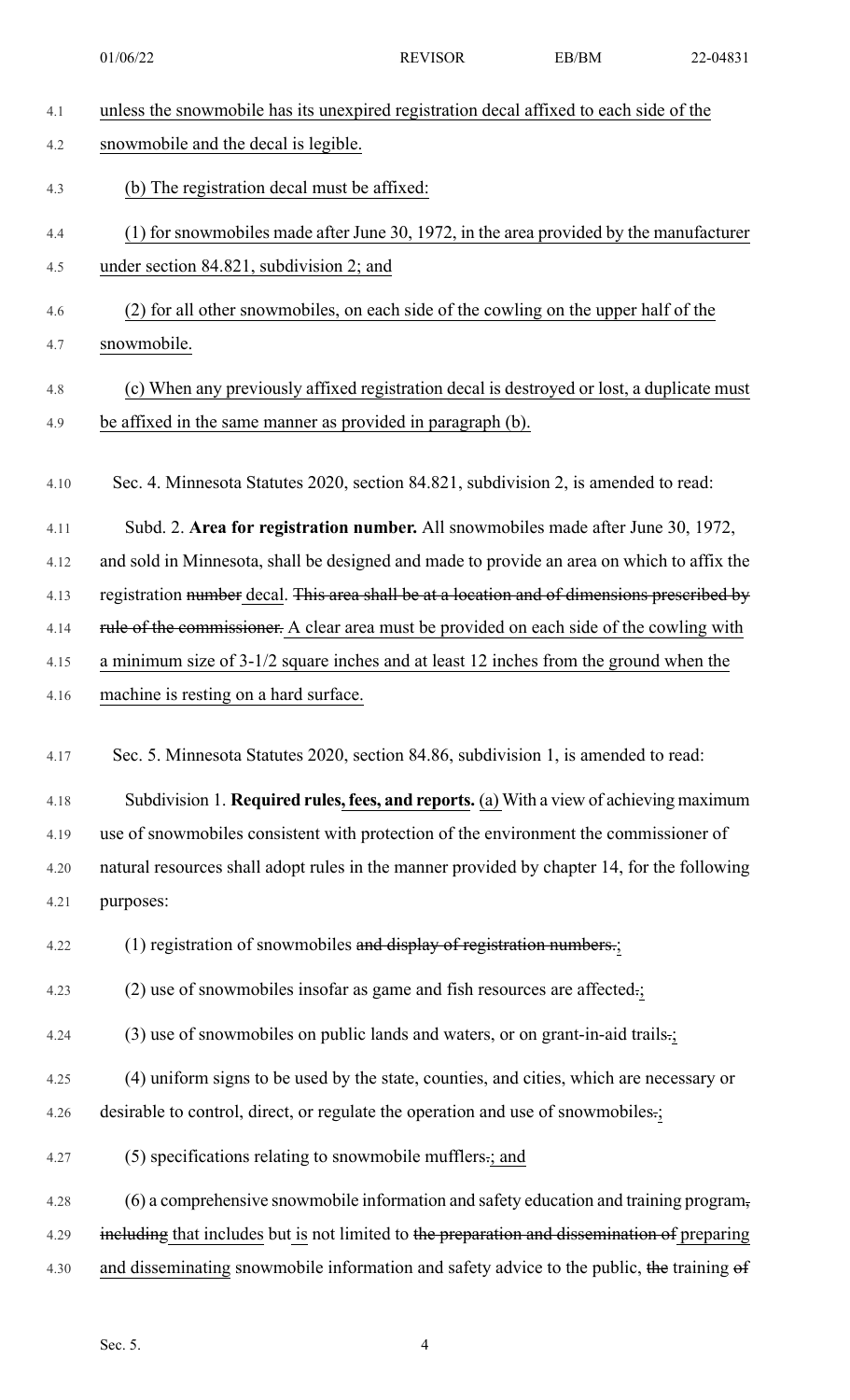unless the snowmobile has its unexpired registration decal affixed to each side of the snowmobile and the decal is legible.

(b) The registration decal must be affixed:

(1) for snowmobiles made after June 30, 1972, in the area provided by the manufacturer under section 84.821, subdivision 2; and

(2) for all other snowmobiles, on each side of the cowling on the upper half of the snowmobile.

(c) When any previously affixed registration decal is destroyed or lost, a duplicate must be affixed in the same manner as provided in paragraph (b).

Sec. 4. Minnesota Statutes 2020, section 84.821, subdivision 2, is amended to read:

Subd. 2. **Area for registration number.** All snowmobiles made after June 30, 1972, and sold in Minnesota, shall be designed and made to provide an area on which to affix the registration ~~number~~ decal. ~~This area shall be at a location and of dimensions prescribed by rule of the commissioner.~~ A clear area must be provided on each side of the cowling with a minimum size of 3-1/2 square inches and at least 12 inches from the ground when the machine is resting on a hard surface.

Sec. 5. Minnesota Statutes 2020, section 84.86, subdivision 1, is amended to read:

Subdivision 1. **Required rules, fees, and reports.** (a) With a view of achieving maximum use of snowmobiles consistent with protection of the environment the commissioner of natural resources shall adopt rules in the manner provided by chapter 14, for the following purposes:

(1) registration of snowmobiles ~~and display of registration numbers.~~;

(2) use of snowmobiles insofar as game and fish resources are affected~~.~~;

(3) use of snowmobiles on public lands and waters, or on grant-in-aid trails~~.~~;

(4) uniform signs to be used by the state, counties, and cities, which are necessary or desirable to control, direct, or regulate the operation and use of snowmobiles~~.~~;

(5) specifications relating to snowmobile mufflers~~.~~; and

(6) a comprehensive snowmobile information and safety education and training program~~,~~ ~~including~~ that includes but is not limited to ~~the preparation and dissemination of~~ preparing and disseminating snowmobile information and safety advice to the public, ~~the~~ training ~~of~~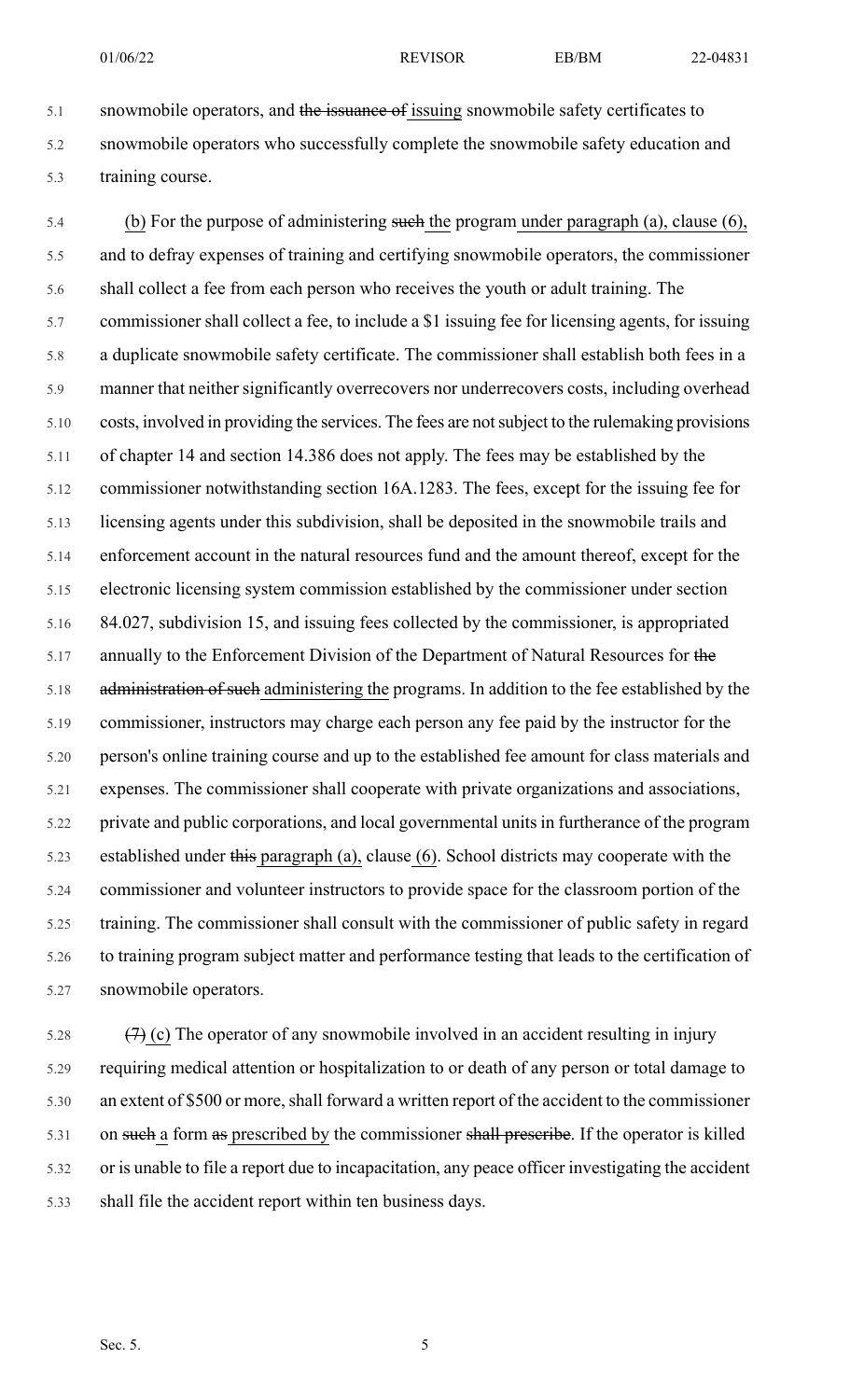snowmobile operators, and ~~the issuance of~~ issuing snowmobile safety certificates to snowmobile operators who successfully complete the snowmobile safety education and training course.

(b) For the purpose of administering ~~such~~ the program under paragraph (a), clause (6), and to defray expenses of training and certifying snowmobile operators, the commissioner shall collect a fee from each person who receives the youth or adult training. The commissioner shall collect a fee, to include a $1 issuing fee for licensing agents, for issuing a duplicate snowmobile safety certificate. The commissioner shall establish both fees in a manner that neither significantly overrecovers nor underrecovers costs, including overhead costs, involved in providing the services. The fees are not subject to the rulemaking provisions of chapter 14 and section 14.386 does not apply. The fees may be established by the commissioner notwithstanding section 16A.1283. The fees, except for the issuing fee for licensing agents under this subdivision, shall be deposited in the snowmobile trails and enforcement account in the natural resources fund and the amount thereof, except for the electronic licensing system commission established by the commissioner under section 84.027, subdivision 15, and issuing fees collected by the commissioner, is appropriated annually to the Enforcement Division of the Department of Natural Resources for ~~the administration of such~~ administering the programs. In addition to the fee established by the commissioner, instructors may charge each person any fee paid by the instructor for the person's online training course and up to the established fee amount for class materials and expenses. The commissioner shall cooperate with private organizations and associations, private and public corporations, and local governmental units in furtherance of the program established under ~~this~~ paragraph (a), clause (6). School districts may cooperate with the commissioner and volunteer instructors to provide space for the classroom portion of the training. The commissioner shall consult with the commissioner of public safety in regard to training program subject matter and performance testing that leads to the certification of snowmobile operators.

~~(7)~~ (c) The operator of any snowmobile involved in an accident resulting in injury requiring medical attention or hospitalization to or death of any person or total damage to an extent of $500 or more, shall forward a written report of the accident to the commissioner on ~~such~~ a form ~~as~~ prescribed by the commissioner ~~shall prescribe~~. If the operator is killed or is unable to file a report due to incapacitation, any peace officer investigating the accident shall file the accident report within ten business days.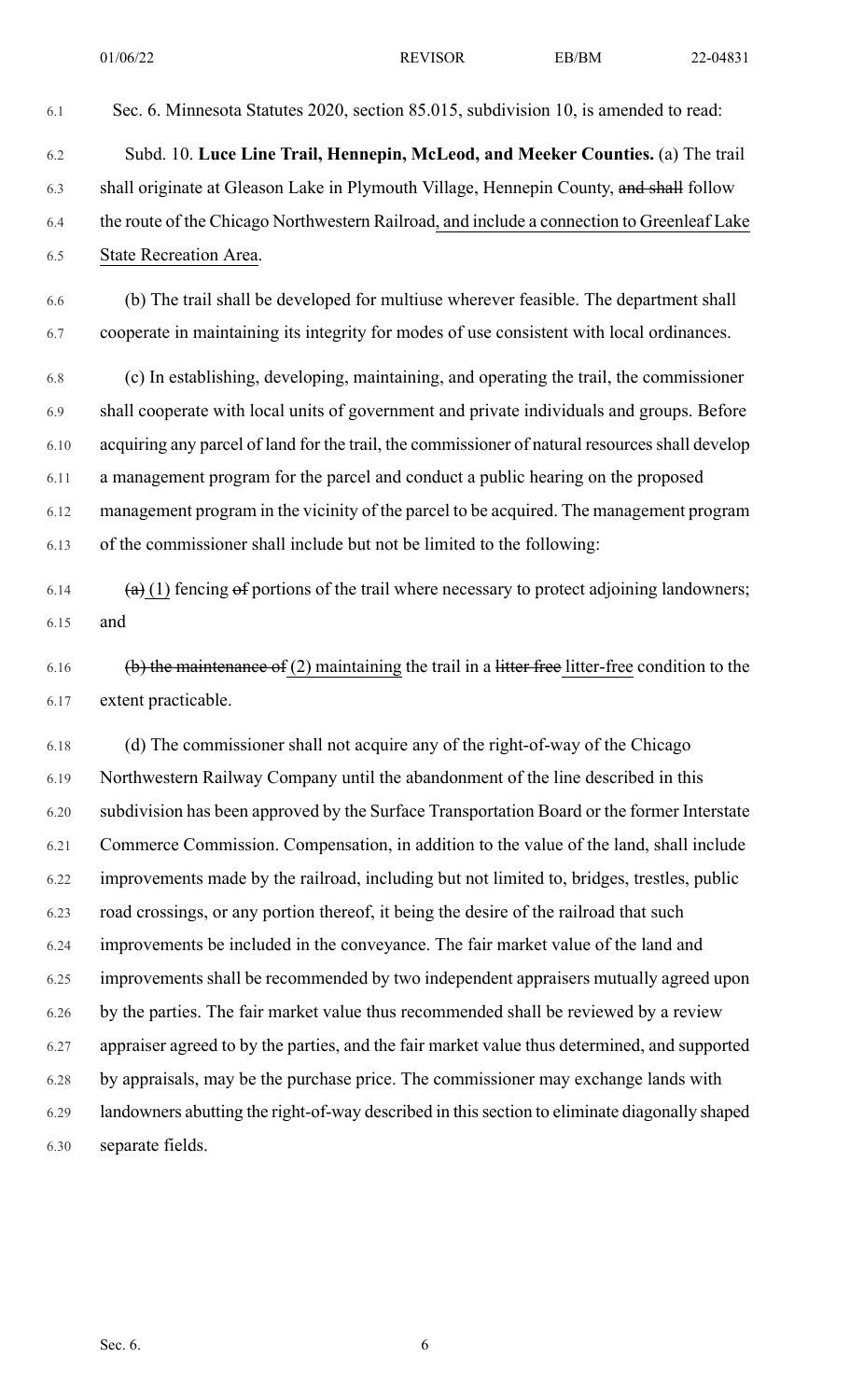Sec. 6. Minnesota Statutes 2020, section 85.015, subdivision 10, is amended to read:

Subd. 10. **Luce Line Trail, Hennepin, McLeod, and Meeker Counties.** (a) The trail shall originate at Gleason Lake in Plymouth Village, Hennepin County, ~~and shall~~ follow the route of the Chicago Northwestern Railroad, and include a connection to Greenleaf Lake State Recreation Area.

(b) The trail shall be developed for multiuse wherever feasible. The department shall cooperate in maintaining its integrity for modes of use consistent with local ordinances.

(c) In establishing, developing, maintaining, and operating the trail, the commissioner shall cooperate with local units of government and private individuals and groups. Before acquiring any parcel of land for the trail, the commissioner of natural resources shall develop a management program for the parcel and conduct a public hearing on the proposed management program in the vicinity of the parcel to be acquired. The management program of the commissioner shall include but not be limited to the following:

~~(a)~~ (1) fencing ~~of~~ portions of the trail where necessary to protect adjoining landowners; and

~~(b) the maintenance of~~ (2) maintaining the trail in a ~~litter free~~ litter-free condition to the extent practicable.

(d) The commissioner shall not acquire any of the right-of-way of the Chicago Northwestern Railway Company until the abandonment of the line described in this subdivision has been approved by the Surface Transportation Board or the former Interstate Commerce Commission. Compensation, in addition to the value of the land, shall include improvements made by the railroad, including but not limited to, bridges, trestles, public road crossings, or any portion thereof, it being the desire of the railroad that such improvements be included in the conveyance. The fair market value of the land and improvements shall be recommended by two independent appraisers mutually agreed upon by the parties. The fair market value thus recommended shall be reviewed by a review appraiser agreed to by the parties, and the fair market value thus determined, and supported by appraisals, may be the purchase price. The commissioner may exchange lands with landowners abutting the right-of-way described in this section to eliminate diagonally shaped separate fields.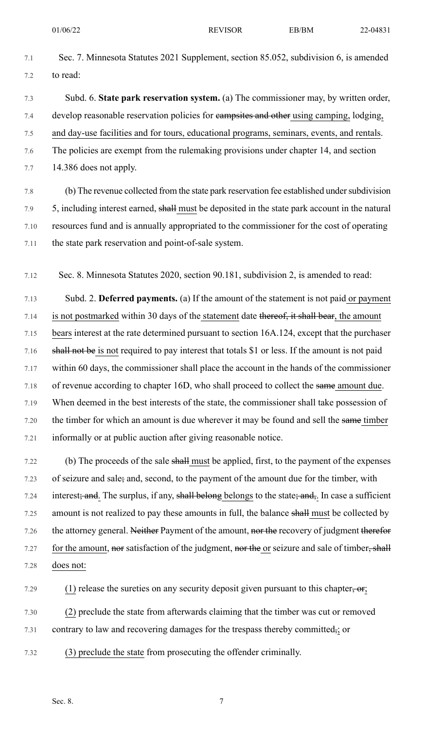Sec. 7. Minnesota Statutes 2021 Supplement, section 85.052, subdivision 6, is amended to read:

Subd. 6. **State park reservation system.** (a) The commissioner may, by written order, develop reasonable reservation policies for campsites and other using camping, lodging, and day-use facilities and for tours, educational programs, seminars, events, and rentals. The policies are exempt from the rulemaking provisions under chapter 14, and section 14.386 does not apply.

(b) The revenue collected from the state park reservation fee established under subdivision 5, including interest earned, shall must be deposited in the state park account in the natural resources fund and is annually appropriated to the commissioner for the cost of operating the state park reservation and point-of-sale system.

Sec. 8. Minnesota Statutes 2020, section 90.181, subdivision 2, is amended to read:

Subd. 2. **Deferred payments.** (a) If the amount of the statement is not paid or payment is not postmarked within 30 days of the statement date thereof, it shall bear, the amount bears interest at the rate determined pursuant to section 16A.124, except that the purchaser shall not be is not required to pay interest that totals $1 or less. If the amount is not paid within 60 days, the commissioner shall place the account in the hands of the commissioner of revenue according to chapter 16D, who shall proceed to collect the same amount due. When deemed in the best interests of the state, the commissioner shall take possession of the timber for which an amount is due wherever it may be found and sell the same timber informally or at public auction after giving reasonable notice.

(b) The proceeds of the sale shall must be applied, first, to the payment of the expenses of seizure and sale; and, second, to the payment of the amount due for the timber, with interest; and. The surplus, if any, shall belong belongs to the state; and,. In case a sufficient amount is not realized to pay these amounts in full, the balance shall must be collected by the attorney general. Neither Payment of the amount, nor the recovery of judgment therefor for the amount, nor satisfaction of the judgment, nor the or seizure and sale of timber, shall does not:

(1) release the sureties on any security deposit given pursuant to this chapter, or;

(2) preclude the state from afterwards claiming that the timber was cut or removed contrary to law and recovering damages for the trespass thereby committed,; or

(3) preclude the state from prosecuting the offender criminally.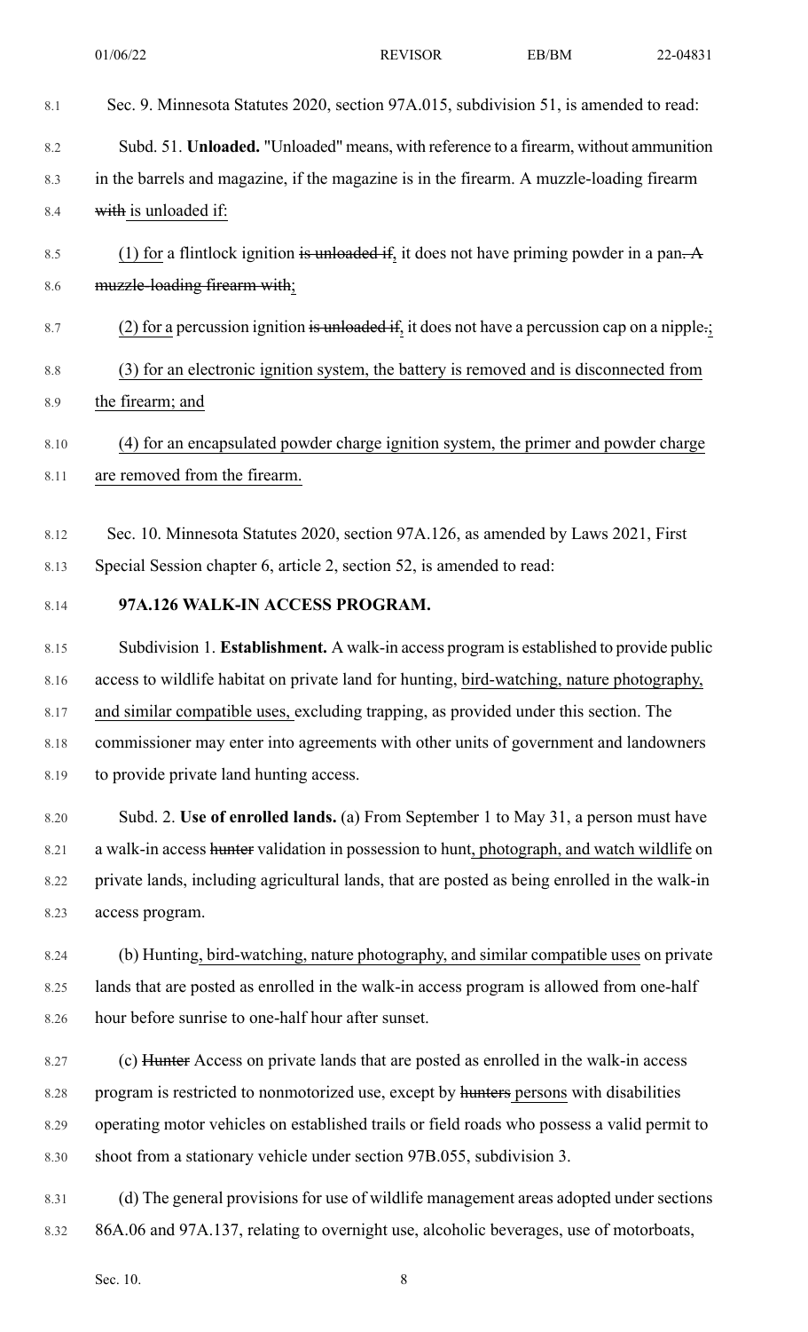Sec. 9. Minnesota Statutes 2020, section 97A.015, subdivision 51, is amended to read:

Subd. 51. **Unloaded.** "Unloaded" means, with reference to a firearm, without ammunition in the barrels and magazine, if the magazine is in the firearm. A muzzle-loading firearm ~~with~~ is unloaded if:

(1) for a flintlock ignition ~~is unloaded if~~, it does not have priming powder in a pan~~. A muzzle-loading firearm with~~;

(2) for a percussion ignition ~~is unloaded if~~, it does not have a percussion cap on a nipple~~.~~;

(3) for an electronic ignition system, the battery is removed and is disconnected from the firearm; and

(4) for an encapsulated powder charge ignition system, the primer and powder charge are removed from the firearm.

Sec. 10. Minnesota Statutes 2020, section 97A.126, as amended by Laws 2021, First Special Session chapter 6, article 2, section 52, is amended to read:

**97A.126 WALK-IN ACCESS PROGRAM.**

Subdivision 1. **Establishment.** A walk-in access program is established to provide public access to wildlife habitat on private land for hunting, bird-watching, nature photography, and similar compatible uses, excluding trapping, as provided under this section. The commissioner may enter into agreements with other units of government and landowners to provide private land hunting access.

Subd. 2. **Use of enrolled lands.** (a) From September 1 to May 31, a person must have a walk-in access ~~hunter~~ validation in possession to hunt, photograph, and watch wildlife on private lands, including agricultural lands, that are posted as being enrolled in the walk-in access program.

(b) Hunting, bird-watching, nature photography, and similar compatible uses on private lands that are posted as enrolled in the walk-in access program is allowed from one-half hour before sunrise to one-half hour after sunset.

(c) ~~Hunter~~ Access on private lands that are posted as enrolled in the walk-in access program is restricted to nonmotorized use, except by ~~hunters~~ persons with disabilities operating motor vehicles on established trails or field roads who possess a valid permit to shoot from a stationary vehicle under section 97B.055, subdivision 3.

(d) The general provisions for use of wildlife management areas adopted under sections 86A.06 and 97A.137, relating to overnight use, alcoholic beverages, use of motorboats,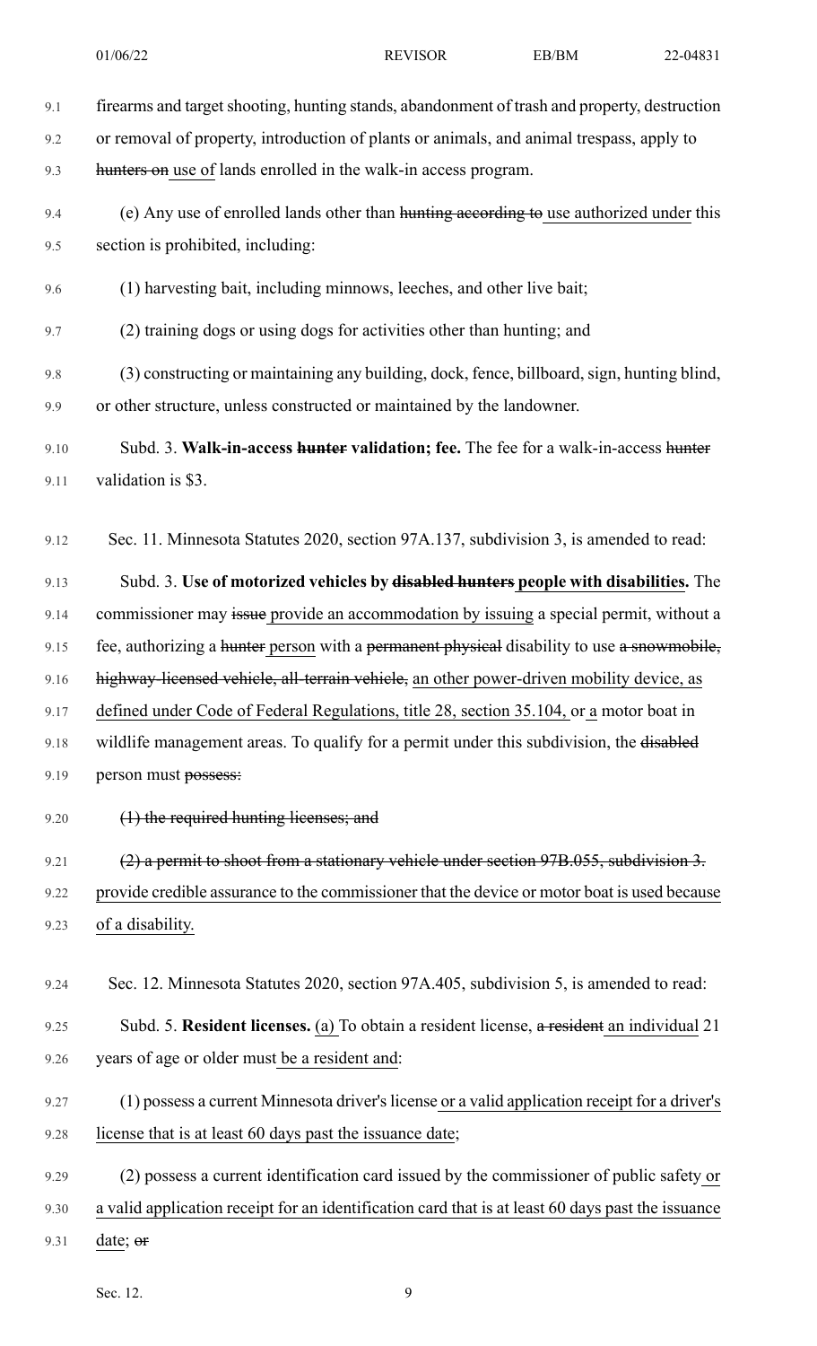firearms and target shooting, hunting stands, abandonment of trash and property, destruction or removal of property, introduction of plants or animals, and animal trespass, apply to ~~hunters on~~ use of lands enrolled in the walk-in access program.

(e) Any use of enrolled lands other than ~~hunting according to~~ use authorized under this section is prohibited, including:

(1) harvesting bait, including minnows, leeches, and other live bait;

(2) training dogs or using dogs for activities other than hunting; and

(3) constructing or maintaining any building, dock, fence, billboard, sign, hunting blind, or other structure, unless constructed or maintained by the landowner.

Subd. 3. **Walk-in-access ~~hunter~~ validation; fee.** The fee for a walk-in-access ~~hunter~~ validation is $3.

Sec. 11. Minnesota Statutes 2020, section 97A.137, subdivision 3, is amended to read:

Subd. 3. **Use of motorized vehicles by ~~disabled hunters~~ people with disabilities.** The commissioner may ~~issue~~ provide an accommodation by issuing a special permit, without a fee, authorizing a ~~hunter~~ person with a ~~permanent physical~~ disability to use ~~a snowmobile, highway-licensed vehicle, all-terrain vehicle,~~ an other power-driven mobility device, as defined under Code of Federal Regulations, title 28, section 35.104, or a motor boat in wildlife management areas. To qualify for a permit under this subdivision, the ~~disabled~~ person must ~~possess:~~

~~(1) the required hunting licenses; and~~

~~(2) a permit to shoot from a stationary vehicle under section 97B.055, subdivision 3.~~ provide credible assurance to the commissioner that the device or motor boat is used because of a disability.

Sec. 12. Minnesota Statutes 2020, section 97A.405, subdivision 5, is amended to read:

Subd. 5. **Resident licenses.** (a) To obtain a resident license, ~~a resident~~ an individual 21 years of age or older must be a resident and:

(1) possess a current Minnesota driver's license or a valid application receipt for a driver's license that is at least 60 days past the issuance date;

(2) possess a current identification card issued by the commissioner of public safety or a valid application receipt for an identification card that is at least 60 days past the issuance date; ~~or~~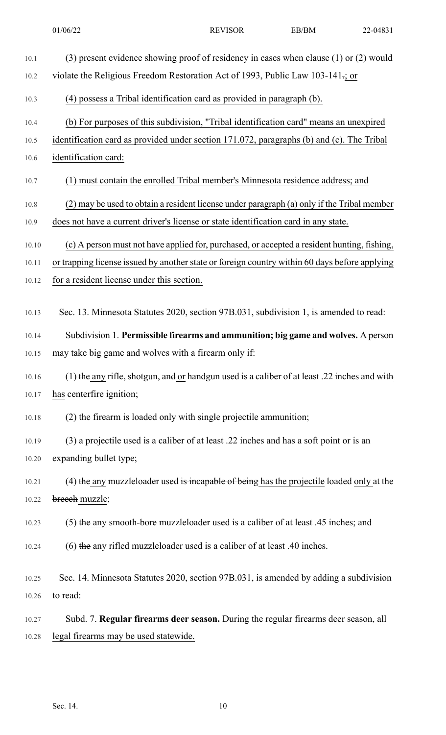(3) present evidence showing proof of residency in cases when clause (1) or (2) would violate the Religious Freedom Restoration Act of 1993, Public Law 103-141.; or

(4) possess a Tribal identification card as provided in paragraph (b).

(b) For purposes of this subdivision, "Tribal identification card" means an unexpired identification card as provided under section 171.072, paragraphs (b) and (c). The Tribal identification card:

(1) must contain the enrolled Tribal member's Minnesota residence address; and

(2) may be used to obtain a resident license under paragraph (a) only if the Tribal member does not have a current driver's license or state identification card in any state.

(c) A person must not have applied for, purchased, or accepted a resident hunting, fishing, or trapping license issued by another state or foreign country within 60 days before applying for a resident license under this section.

Sec. 13. Minnesota Statutes 2020, section 97B.031, subdivision 1, is amended to read:

Subdivision 1. **Permissible firearms and ammunition; big game and wolves.** A person may take big game and wolves with a firearm only if:

(1) ~~the~~ any rifle, shotgun, ~~and~~ or handgun used is a caliber of at least .22 inches and ~~with~~ has centerfire ignition;

(2) the firearm is loaded only with single projectile ammunition;

(3) a projectile used is a caliber of at least .22 inches and has a soft point or is an expanding bullet type;

(4) ~~the~~ any muzzleloader used ~~is incapable of being~~ has the projectile loaded only at the ~~breech~~ muzzle;

(5) ~~the~~ any smooth-bore muzzleloader used is a caliber of at least .45 inches; and

(6) ~~the~~ any rifled muzzleloader used is a caliber of at least .40 inches.

Sec. 14. Minnesota Statutes 2020, section 97B.031, is amended by adding a subdivision to read:

Subd. 7. **Regular firearms deer season.** During the regular firearms deer season, all legal firearms may be used statewide.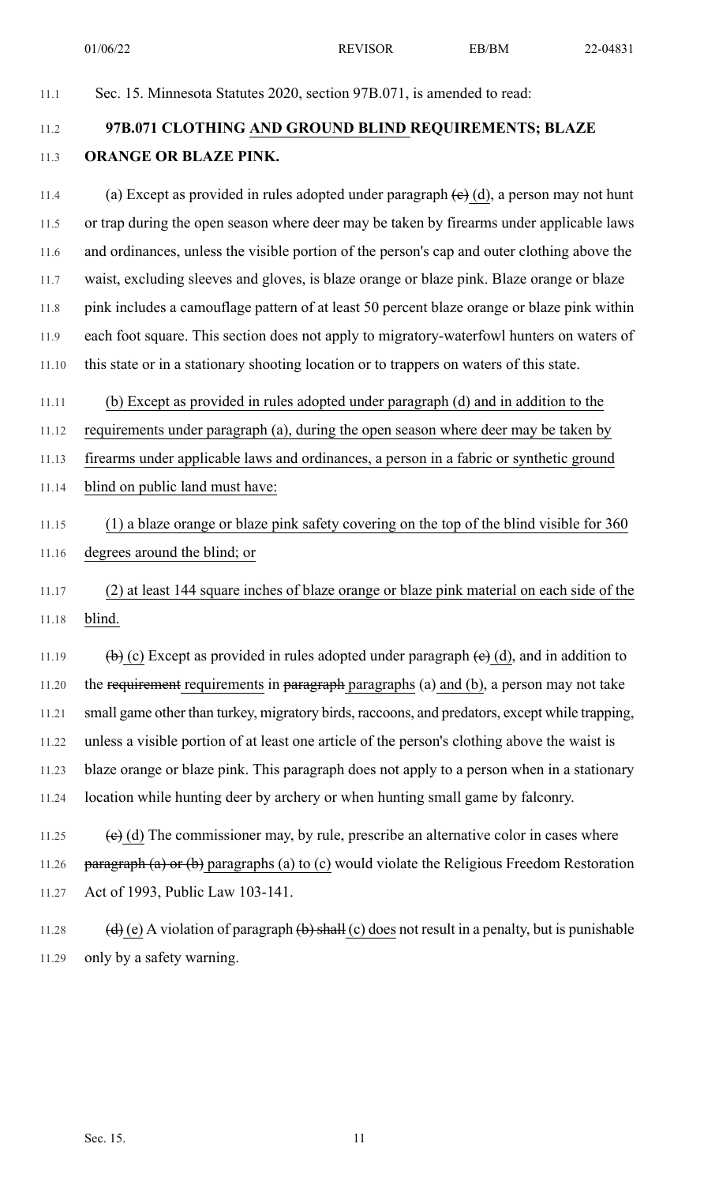Sec. 15. Minnesota Statutes 2020, section 97B.071, is amended to read:

**97B.071 CLOTHING AND GROUND BLIND REQUIREMENTS; BLAZE ORANGE OR BLAZE PINK.**

(a) Except as provided in rules adopted under paragraph ~~(c)~~ (d), a person may not hunt or trap during the open season where deer may be taken by firearms under applicable laws and ordinances, unless the visible portion of the person's cap and outer clothing above the waist, excluding sleeves and gloves, is blaze orange or blaze pink. Blaze orange or blaze pink includes a camouflage pattern of at least 50 percent blaze orange or blaze pink within each foot square. This section does not apply to migratory-waterfowl hunters on waters of this state or in a stationary shooting location or to trappers on waters of this state.

(b) Except as provided in rules adopted under paragraph (d) and in addition to the requirements under paragraph (a), during the open season where deer may be taken by firearms under applicable laws and ordinances, a person in a fabric or synthetic ground blind on public land must have:

(1) a blaze orange or blaze pink safety covering on the top of the blind visible for 360 degrees around the blind; or

(2) at least 144 square inches of blaze orange or blaze pink material on each side of the blind.

~~(b)~~ (c) Except as provided in rules adopted under paragraph ~~(c)~~ (d), and in addition to the ~~requirement~~ requirements in ~~paragraph~~ paragraphs (a) and (b), a person may not take small game other than turkey, migratory birds, raccoons, and predators, except while trapping, unless a visible portion of at least one article of the person's clothing above the waist is blaze orange or blaze pink. This paragraph does not apply to a person when in a stationary location while hunting deer by archery or when hunting small game by falconry.

~~(c)~~ (d) The commissioner may, by rule, prescribe an alternative color in cases where ~~paragraph (a) or (b)~~ paragraphs (a) to (c) would violate the Religious Freedom Restoration Act of 1993, Public Law 103-141.

~~(d)~~ (e) A violation of paragraph ~~(b) shall~~ (c) does not result in a penalty, but is punishable only by a safety warning.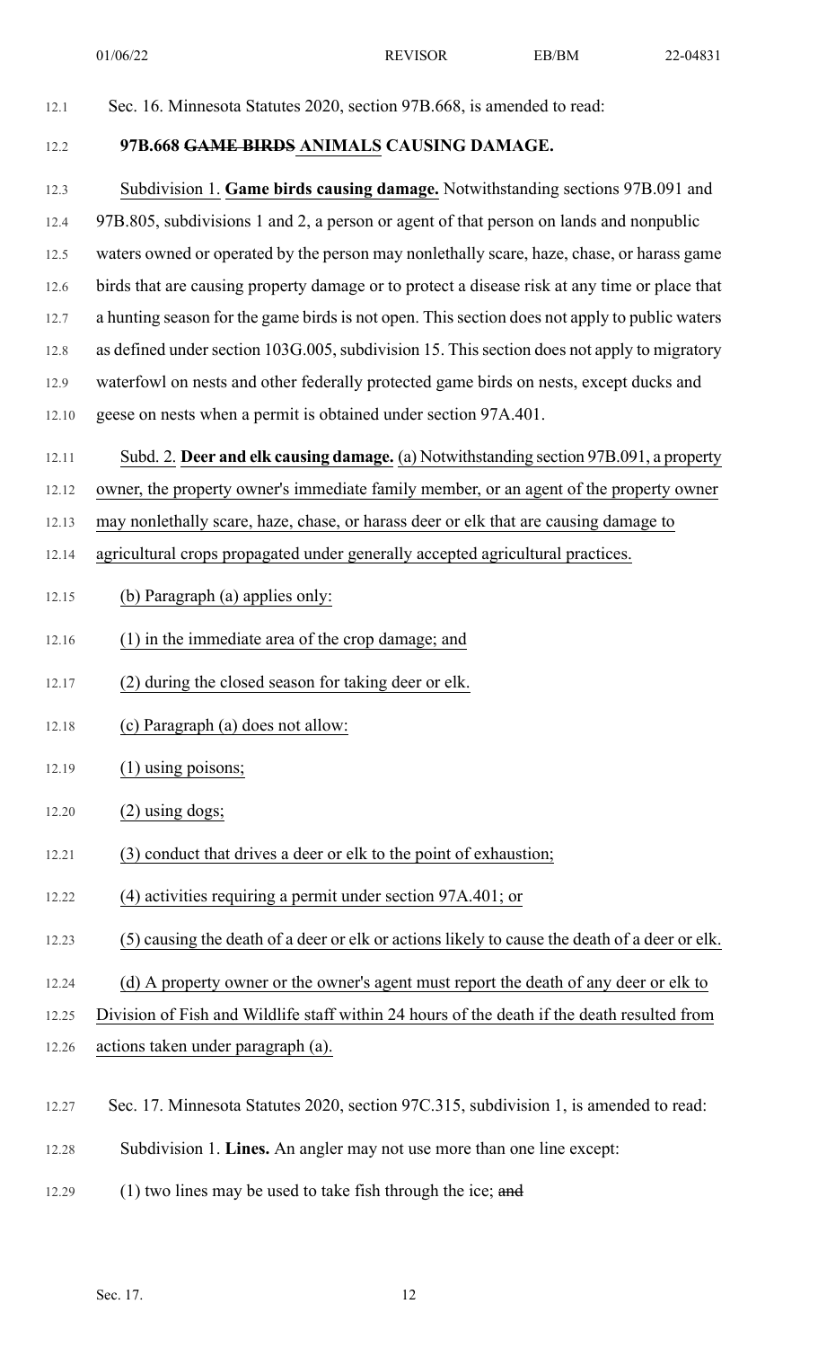Sec. 16. Minnesota Statutes 2020, section 97B.668, is amended to read:

**97B.668 ~~GAME BIRDS~~ ANIMALS CAUSING DAMAGE.**

Subdivision 1. **Game birds causing damage.** Notwithstanding sections 97B.091 and 97B.805, subdivisions 1 and 2, a person or agent of that person on lands and nonpublic waters owned or operated by the person may nonlethally scare, haze, chase, or harass game birds that are causing property damage or to protect a disease risk at any time or place that a hunting season for the game birds is not open. This section does not apply to public waters as defined under section 103G.005, subdivision 15. This section does not apply to migratory waterfowl on nests and other federally protected game birds on nests, except ducks and geese on nests when a permit is obtained under section 97A.401.

Subd. 2. **Deer and elk causing damage.** (a) Notwithstanding section 97B.091, a property owner, the property owner's immediate family member, or an agent of the property owner may nonlethally scare, haze, chase, or harass deer or elk that are causing damage to agricultural crops propagated under generally accepted agricultural practices.

(b) Paragraph (a) applies only:

(1) in the immediate area of the crop damage; and

(2) during the closed season for taking deer or elk.

(c) Paragraph (a) does not allow:

(1) using poisons;

(2) using dogs;

(3) conduct that drives a deer or elk to the point of exhaustion;

(4) activities requiring a permit under section 97A.401; or

(5) causing the death of a deer or elk or actions likely to cause the death of a deer or elk.

(d) A property owner or the owner's agent must report the death of any deer or elk to Division of Fish and Wildlife staff within 24 hours of the death if the death resulted from actions taken under paragraph (a).

Sec. 17. Minnesota Statutes 2020, section 97C.315, subdivision 1, is amended to read:

Subdivision 1. **Lines.** An angler may not use more than one line except:

(1) two lines may be used to take fish through the ice; ~~and~~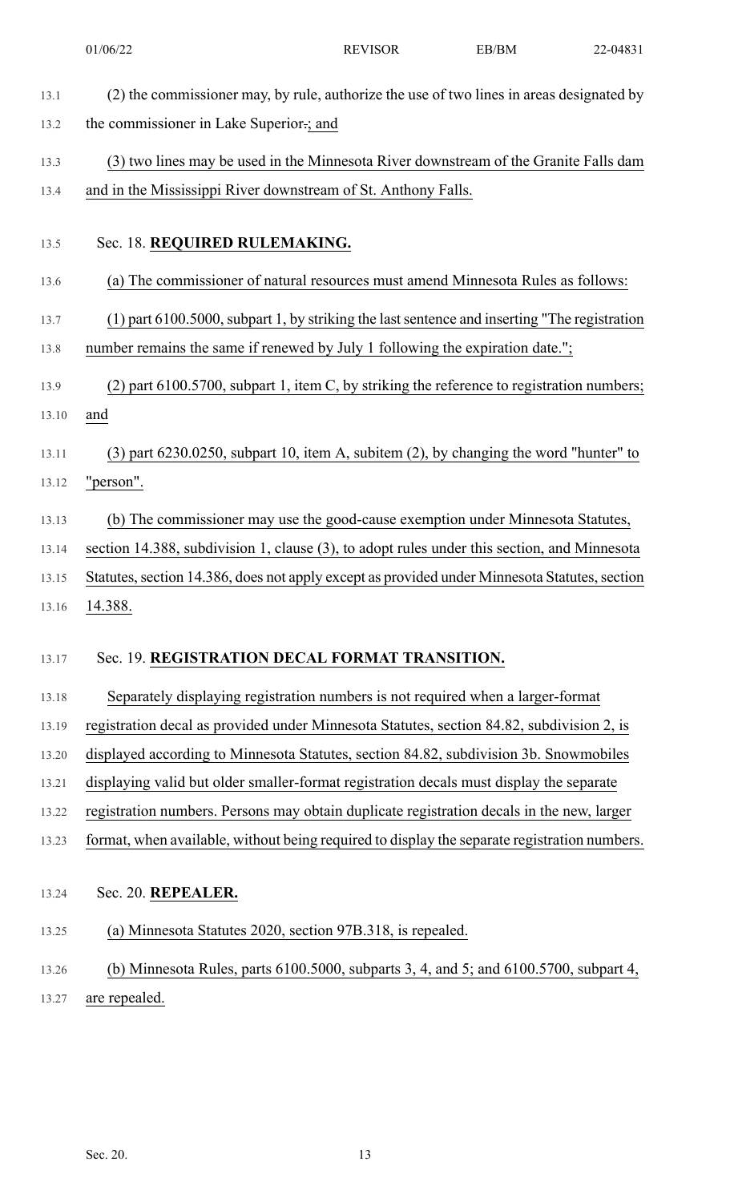(2) the commissioner may, by rule, authorize the use of two lines in areas designated by the commissioner in Lake Superior.; and

(3) two lines may be used in the Minnesota River downstream of the Granite Falls dam and in the Mississippi River downstream of St. Anthony Falls.

Sec. 18. **REQUIRED RULEMAKING.**

(a) The commissioner of natural resources must amend Minnesota Rules as follows:

(1) part 6100.5000, subpart 1, by striking the last sentence and inserting "The registration number remains the same if renewed by July 1 following the expiration date.";

(2) part 6100.5700, subpart 1, item C, by striking the reference to registration numbers; and

(3) part 6230.0250, subpart 10, item A, subitem (2), by changing the word "hunter" to "person".

(b) The commissioner may use the good-cause exemption under Minnesota Statutes, section 14.388, subdivision 1, clause (3), to adopt rules under this section, and Minnesota Statutes, section 14.386, does not apply except as provided under Minnesota Statutes, section 14.388.

Sec. 19. **REGISTRATION DECAL FORMAT TRANSITION.**

Separately displaying registration numbers is not required when a larger-format registration decal as provided under Minnesota Statutes, section 84.82, subdivision 2, is displayed according to Minnesota Statutes, section 84.82, subdivision 3b. Snowmobiles displaying valid but older smaller-format registration decals must display the separate registration numbers. Persons may obtain duplicate registration decals in the new, larger format, when available, without being required to display the separate registration numbers.

Sec. 20. **REPEALER.**

(a) Minnesota Statutes 2020, section 97B.318, is repealed.

(b) Minnesota Rules, parts 6100.5000, subparts 3, 4, and 5; and 6100.5700, subpart 4, are repealed.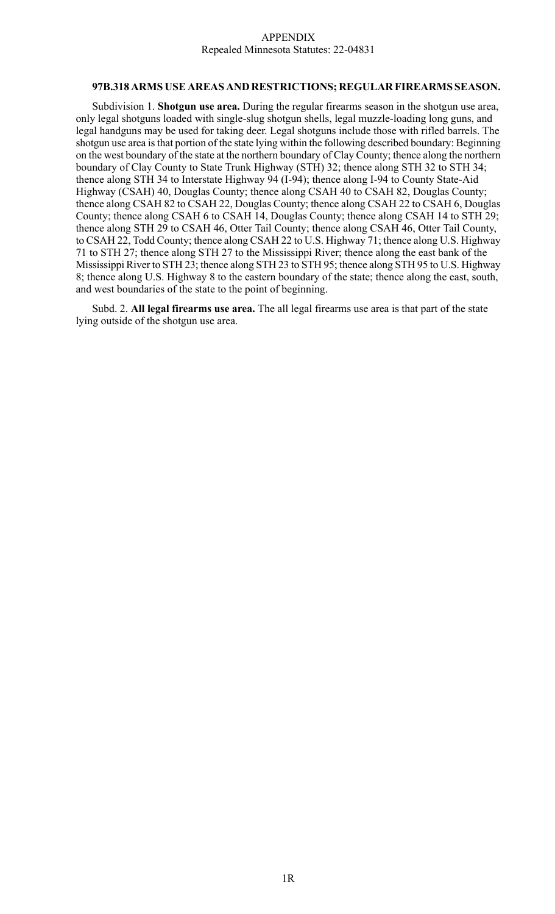APPENDIX
Repealed Minnesota Statutes: 22-04831

**97B.318 ARMS USE AREAS AND RESTRICTIONS; REGULAR FIREARMS SEASON.**

Subdivision 1. **Shotgun use area.** During the regular firearms season in the shotgun use area, only legal shotguns loaded with single-slug shotgun shells, legal muzzle-loading long guns, and legal handguns may be used for taking deer. Legal shotguns include those with rifled barrels. The shotgun use area is that portion of the state lying within the following described boundary: Beginning on the west boundary of the state at the northern boundary of Clay County; thence along the northern boundary of Clay County to State Trunk Highway (STH) 32; thence along STH 32 to STH 34; thence along STH 34 to Interstate Highway 94 (I-94); thence along I-94 to County State-Aid Highway (CSAH) 40, Douglas County; thence along CSAH 40 to CSAH 82, Douglas County; thence along CSAH 82 to CSAH 22, Douglas County; thence along CSAH 22 to CSAH 6, Douglas County; thence along CSAH 6 to CSAH 14, Douglas County; thence along CSAH 14 to STH 29; thence along STH 29 to CSAH 46, Otter Tail County; thence along CSAH 46, Otter Tail County, to CSAH 22, Todd County; thence along CSAH 22 to U.S. Highway 71; thence along U.S. Highway 71 to STH 27; thence along STH 27 to the Mississippi River; thence along the east bank of the Mississippi River to STH 23; thence along STH 23 to STH 95; thence along STH 95 to U.S. Highway 8; thence along U.S. Highway 8 to the eastern boundary of the state; thence along the east, south, and west boundaries of the state to the point of beginning.

Subd. 2. **All legal firearms use area.** The all legal firearms use area is that part of the state lying outside of the shotgun use area.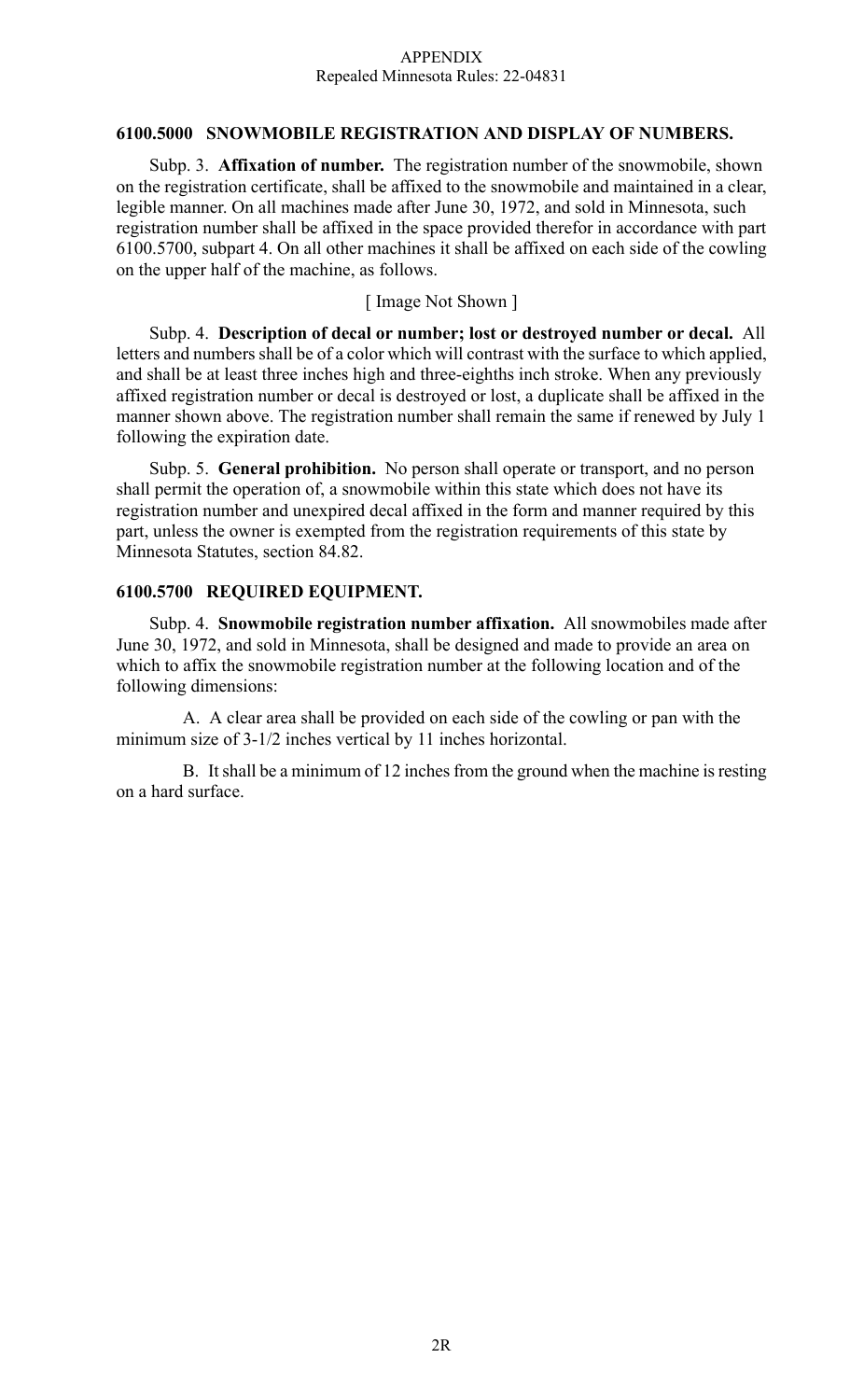APPENDIX
Repealed Minnesota Rules: 22-04831

### 6100.5000 SNOWMOBILE REGISTRATION AND DISPLAY OF NUMBERS.

Subp. 3. **Affixation of number.** The registration number of the snowmobile, shown on the registration certificate, shall be affixed to the snowmobile and maintained in a clear, legible manner. On all machines made after June 30, 1972, and sold in Minnesota, such registration number shall be affixed in the space provided therefor in accordance with part 6100.5700, subpart 4. On all other machines it shall be affixed on each side of the cowling on the upper half of the machine, as follows.

[ Image Not Shown ]

Subp. 4. **Description of decal or number; lost or destroyed number or decal.** All letters and numbers shall be of a color which will contrast with the surface to which applied, and shall be at least three inches high and three-eighths inch stroke. When any previously affixed registration number or decal is destroyed or lost, a duplicate shall be affixed in the manner shown above. The registration number shall remain the same if renewed by July 1 following the expiration date.

Subp. 5. **General prohibition.** No person shall operate or transport, and no person shall permit the operation of, a snowmobile within this state which does not have its registration number and unexpired decal affixed in the form and manner required by this part, unless the owner is exempted from the registration requirements of this state by Minnesota Statutes, section 84.82.

### 6100.5700 REQUIRED EQUIPMENT.

Subp. 4. **Snowmobile registration number affixation.** All snowmobiles made after June 30, 1972, and sold in Minnesota, shall be designed and made to provide an area on which to affix the snowmobile registration number at the following location and of the following dimensions:

A. A clear area shall be provided on each side of the cowling or pan with the minimum size of 3-1/2 inches vertical by 11 inches horizontal.

B. It shall be a minimum of 12 inches from the ground when the machine is resting on a hard surface.